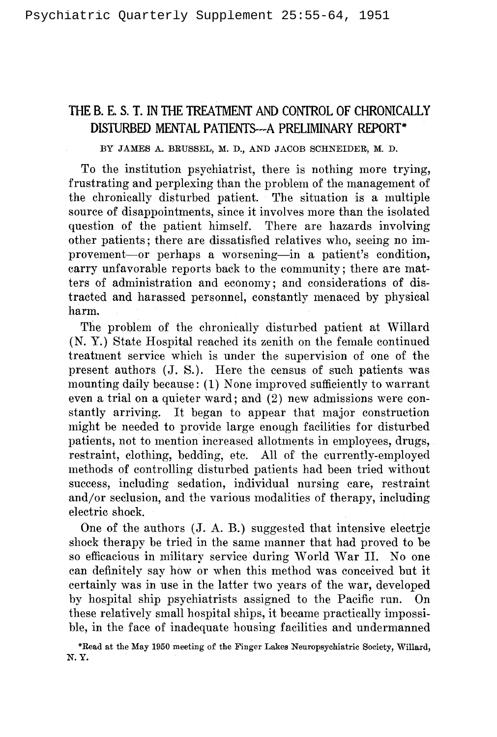# THE B. E. S. T. IN THE TREATMENT AND CONTROL OF CHRONICALLY DISTURBED MENTAL PATIENTS—A PRELIMINARY REPORT*

BY JAMES A. BRUSSEL, M. D., AND JACOB SCHNEIDER, M. D.

To the institution psychiatrist, there is nothing more trying, frustrating and perplexing than the problem of the management of the chronically disturbed patient. The situation is a multiple source of disappointments, since it involves more than the isolated question of the patient himself. There are hazards involving other patients; there are dissatisfied relatives who, seeing no improvement—or perhaps a worsening—in a patient's condition, carry unfavorable reports back to the community; there are matters of administration and economy; and considerations of distracted and harassed personnel, constantly menaced by physical harm.

The problem of the chronically disturbed patient at Willard (N. Y.) State Hospital reached its zenith on the female continued treatment service which is under the supervision of one of the present authors (J. S.). Here the census of such patients was mounting daily because: (1) None improved sufficiently to warrant even a trial on a quieter ward; and (2) new admissions were constantly arriving. It began to appear that major construction might be needed to provide large enough facilities for disturbed patients, not to mention increased allotments in employees, drugs, restraint, clothing, bedding, etc. All of the currently-employed methods of controlling disturbed patients had been tried without success, including sedation, individual nursing care, restraint and/or seclusion, and the various modalities of therapy, including electric shock.

One of the authors (J. A. B.) suggested that intensive electric shock therapy be tried in the same manner that had proved to be so efficacious in military service during World War II. No one can definitely say how or when this method was conceived but it certainly was in use in the latter two years of the war, developed by hospital ship psychiatrists assigned to the Pacific run. On these relatively small hospital ships, it became practically impossible, in the face of inadequate housing facilities and undermanned

*Read at the May 1950 meeting of the Finger Lakes Neuropsychiatric Society, Willard, N. Y.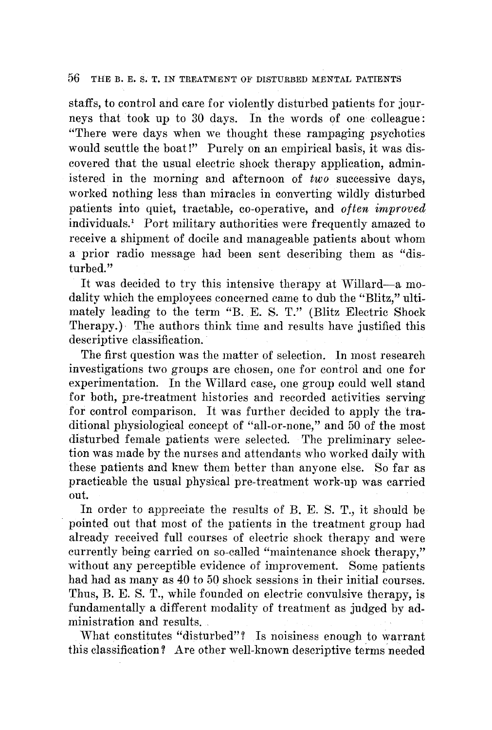staffs, to control and care for violently disturbed patients for journeys that took up to 30 days. In the words of one colleague: "There were days when we thought these rampaging psychotics would scuttle the boat!" Purely on an empirical basis, it was discovered that the usual electric shock therapy application, administered in the morning and afternoon of *two* successive days, worked nothing less than miracles in converting wildly disturbed patients into quiet, tractable, co-operative, and *often improved* individuals.[1] Port military authorities were frequently amazed to receive a shipment of docile and manageable patients about whom a prior radio message had been sent describing them as "disturbed."

It was decided to try this intensive therapy at Willard—a modality which the employees concerned came to dub the "Blitz," ultimately leading to the term "B. E. S. T." (Blitz Electric Shock Therapy.) The authors think time and results have justified this descriptive classification.

The first question was the matter of selection. In most research investigations two groups are chosen, one for control and one for experimentation. In the Willard case, one group could well stand for both, pre-treatment histories and recorded activities serving for control comparison. It was further decided to apply the traditional physiological concept of "all-or-none," and 50 of the most disturbed female patients were selected. The preliminary selection was made by the nurses and attendants who worked daily with these patients and knew them better than anyone else. So far as practicable the usual physical pre-treatment work-up was carried out.

In order to appreciate the results of B. E. S. T., it should be pointed out that most of the patients in the treatment group had already received full courses of electric shock therapy and were currently being carried on so-called "maintenance shock therapy," without any perceptible evidence of improvement. Some patients had had as many as 40 to 50 shock sessions in their initial courses. Thus, B. E. S. T., while founded on electric convulsive therapy, is fundamentally a different modality of treatment as judged by administration and results.

What constitutes "disturbed"? Is noisiness enough to warrant this classification? Are other well-known descriptive terms needed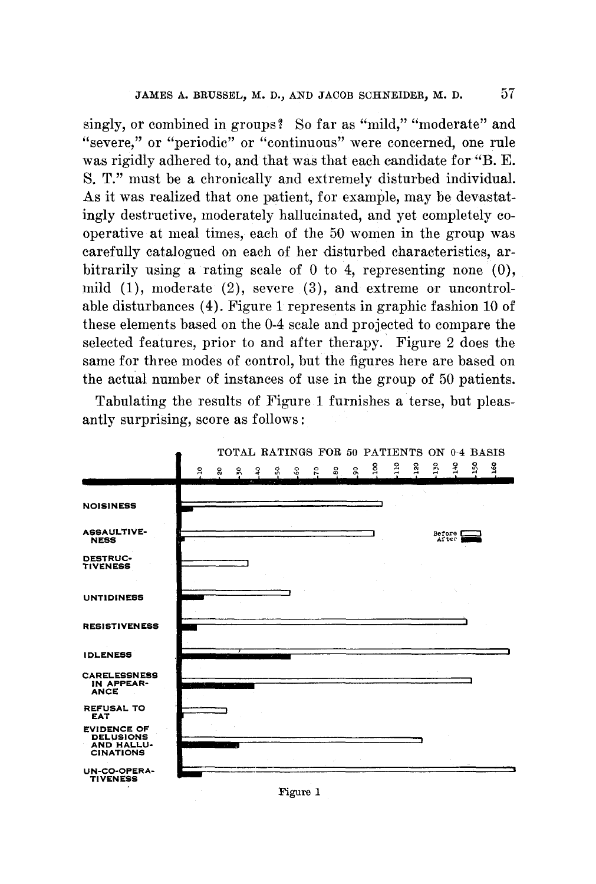singly, or combined in groups? So far as "mild," "moderate" and "severe," or "periodic" or "continuous" were concerned, one rule was rigidly adhered to, and that was that each candidate for "B. E. S. T." must be a chronically and extremely disturbed individual. As it was realized that one patient, for example, may be devastatingly destructive, moderately hallucinated, and yet completely co-operative at meal times, each of the 50 women in the group was carefully catalogued on each of her disturbed characteristics, arbitrarily using a rating scale of 0 to 4, representing none (0), mild (1), moderate (2), severe (3), and extreme or uncontrolable disturbances (4). Figure 1 represents in graphic fashion 10 of these elements based on the 0-4 scale and projected to compare the selected features, prior to and after therapy. Figure 2 does the same for three modes of control, but the figures here are based on the actual number of instances of use in the group of 50 patients.

Tabulating the results of Figure 1 furnishes a terse, but pleasantly surprising, score as follows:

TOTAL RATINGS FOR 50 PATIENTS ON 0-4 BASIS

Figure 1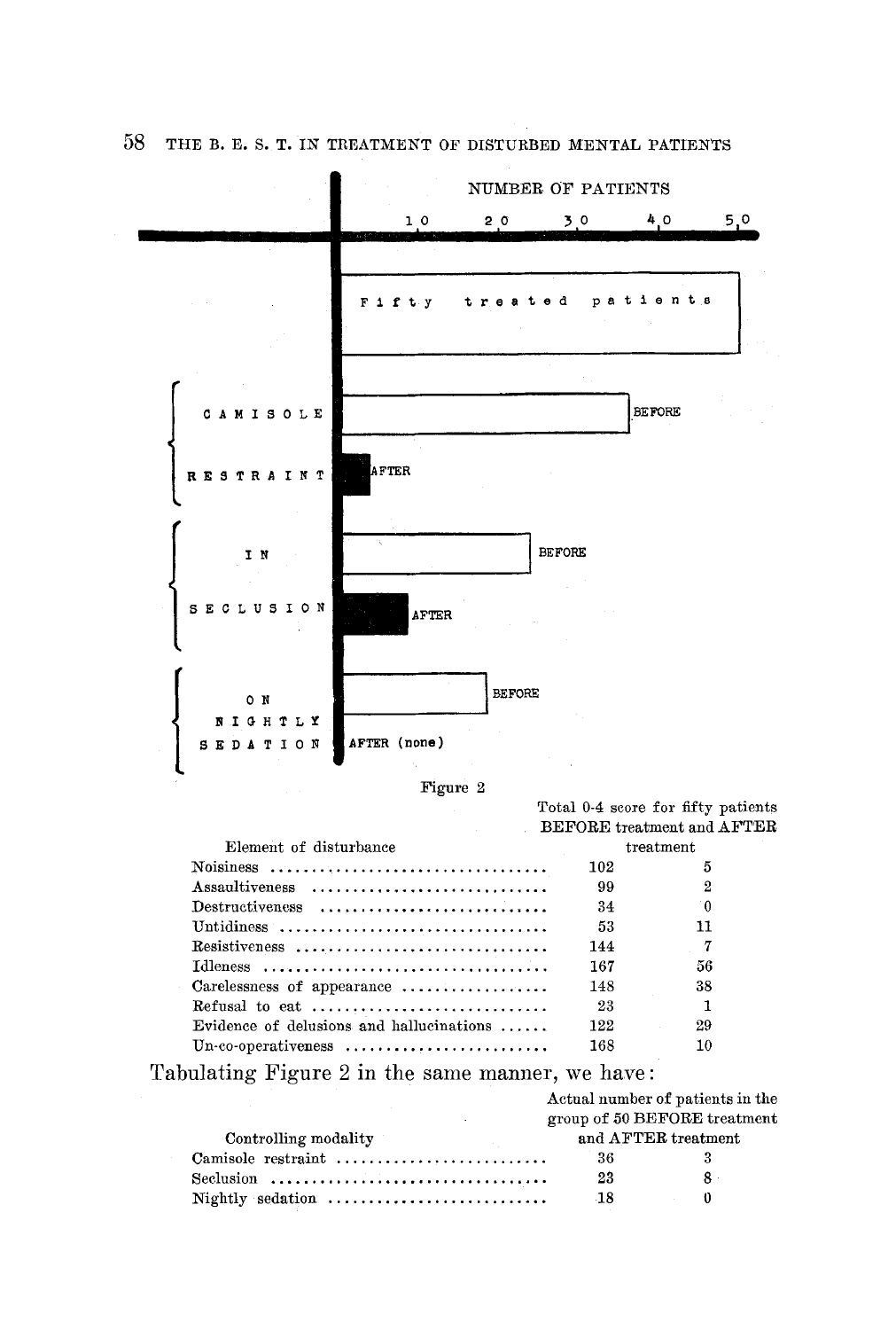NUMBER OF PATIENTS

10 20 30 40 50

Fifty treated patients

CAMISOLE RESTRAINT — BEFORE / AFTER

IN SECLUSION — BEFORE / AFTER

ON NIGHTLY SEDATION — BEFORE / AFTER (none)

Figure 2

| Element of disturbance | Total 0-4 score for fifty patients BEFORE treatment and AFTER treatment | |
|---|---|---|
| Noisiness | 102 | 5 |
| Assaultiveness | 99 | 2 |
| Destructiveness | 34 | 0 |
| Untidiness | 53 | 11 |
| Resistiveness | 144 | 7 |
| Idleness | 167 | 56 |
| Carelessness of appearance | 148 | 38 |
| Refusal to eat | 23 | 1 |
| Evidence of delusions and hallucinations | 122 | 29 |
| Un-co-operativeness | 168 | 10 |

Tabulating Figure 2 in the same manner, we have:

| Controlling modality | Actual number of patients in the group of 50 BEFORE treatment and AFTER treatment | |
|---|---|---|
| Camisole restraint | 36 | 3 |
| Seclusion | 23 | 8 |
| Nightly sedation | 18 | 0 |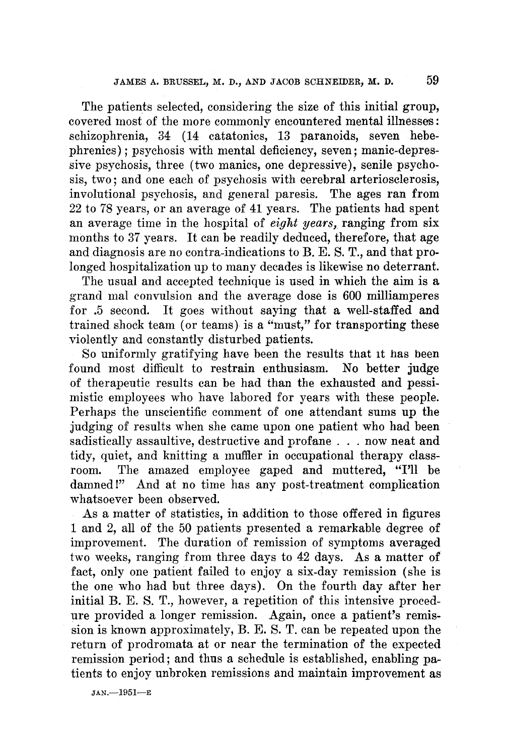The patients selected, considering the size of this initial group, covered most of the more commonly encountered mental illnesses: schizophrenia, 34 (14 catatonics, 13 paranoids, seven hebephrenics); psychosis with mental deficiency, seven; manic-depressive psychosis, three (two manics, one depressive), senile psychosis, two; and one each of psychosis with cerebral arteriosclerosis, involutional psychosis, and general paresis. The ages ran from 22 to 78 years, or an average of 41 years. The patients had spent an average time in the hospital of *eight years,* ranging from six months to 37 years. It can be readily deduced, therefore, that age and diagnosis are no contra-indications to B. E. S. T., and that prolonged hospitalization up to many decades is likewise no deterrant.

The usual and accepted technique is used in which the aim is a grand mal convulsion and the average dose is 600 milliamperes for .5 second. It goes without saying that a well-staffed and trained shock team (or teams) is a "must," for transporting these violently and constantly disturbed patients.

So uniformly gratifying have been the results that it has been found most difficult to restrain enthusiasm. No better judge of therapeutic results can be had than the exhausted and pessimistic employees who have labored for years with these people. Perhaps the unscientific comment of one attendant sums up the judging of results when she came upon one patient who had been sadistically assaultive, destructive and profane . . . now neat and tidy, quiet, and knitting a muffler in occupational therapy classroom. The amazed employee gaped and muttered, "I'll be damned!" And at no time has any post-treatment complication whatsoever been observed.

As a matter of statistics, in addition to those offered in figures 1 and 2, all of the 50 patients presented a remarkable degree of improvement. The duration of remission of symptoms averaged two weeks, ranging from three days to 42 days. As a matter of fact, only one patient failed to enjoy a six-day remission (she is the one who had but three days). On the fourth day after her initial B. E. S. T., however, a repetition of this intensive procedure provided a longer remission. Again, once a patient's remission is known approximately, B. E. S. T. can be repeated upon the return of prodromata at or near the termination of the expected remission period; and thus a schedule is established, enabling patients to enjoy unbroken remissions and maintain improvement as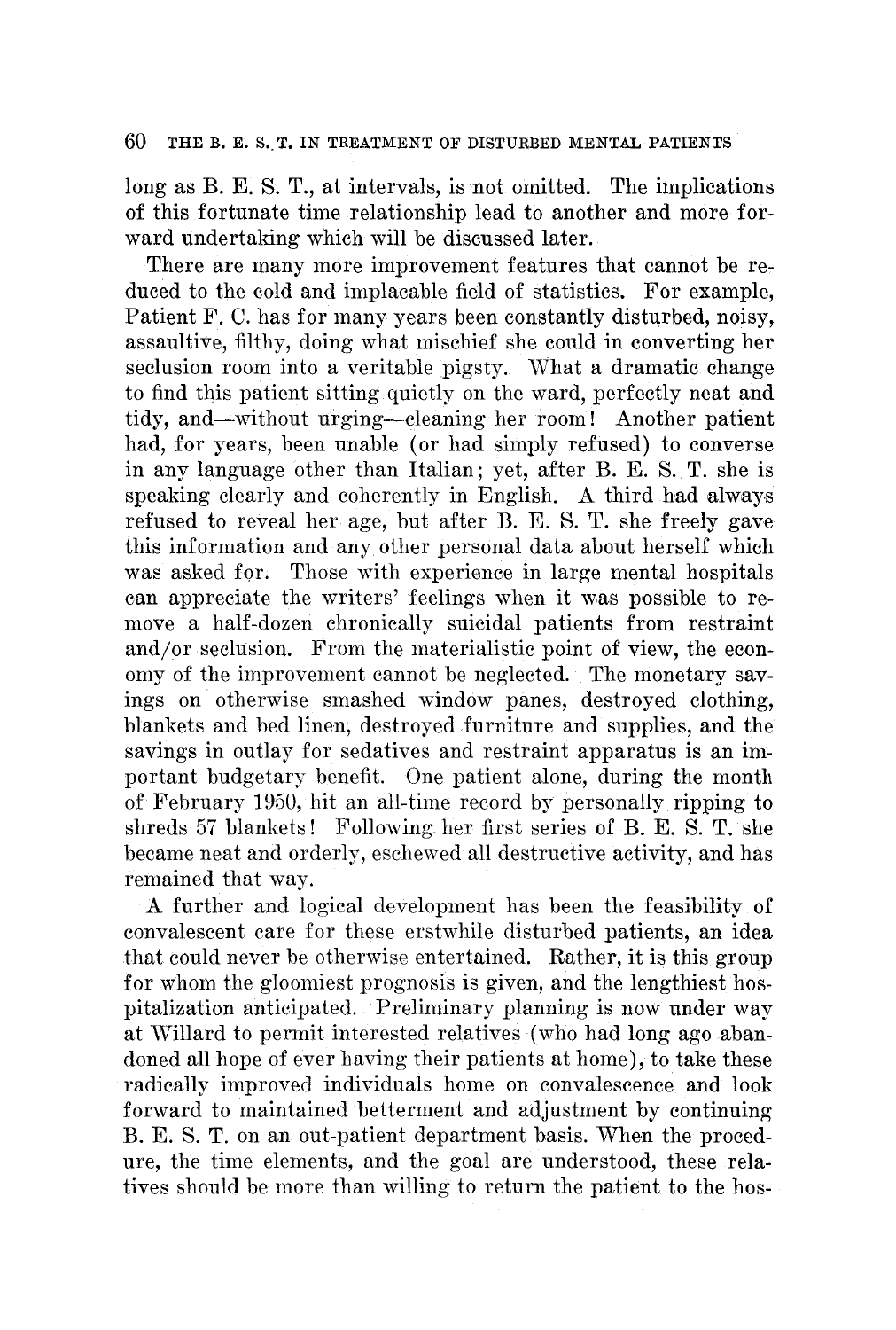long as B. E. S. T., at intervals, is not omitted. The implications of this fortunate time relationship lead to another and more forward undertaking which will be discussed later.

There are many more improvement features that cannot be reduced to the cold and implacable field of statistics. For example, Patient F. C. has for many years been constantly disturbed, noisy, assaultive, filthy, doing what mischief she could in converting her seclusion room into a veritable pigsty. What a dramatic change to find this patient sitting quietly on the ward, perfectly neat and tidy, and—without urging—cleaning her room! Another patient had, for years, been unable (or had simply refused) to converse in any language other than Italian; yet, after B. E. S. T. she is speaking clearly and coherently in English. A third had always refused to reveal her age, but after B. E. S. T. she freely gave this information and any other personal data about herself which was asked for. Those with experience in large mental hospitals can appreciate the writers' feelings when it was possible to remove a half-dozen chronically suicidal patients from restraint and/or seclusion. From the materialistic point of view, the economy of the improvement cannot be neglected. The monetary savings on otherwise smashed window panes, destroyed clothing, blankets and bed linen, destroyed furniture and supplies, and the savings in outlay for sedatives and restraint apparatus is an important budgetary benefit. One patient alone, during the month of February 1950, hit an all-time record by personally ripping to shreds 57 blankets! Following her first series of B. E. S. T. she became neat and orderly, eschewed all destructive activity, and has remained that way.

A further and logical development has been the feasibility of convalescent care for these erstwhile disturbed patients, an idea that could never be otherwise entertained. Rather, it is this group for whom the gloomiest prognosis is given, and the lengthiest hospitalization anticipated. Preliminary planning is now under way at Willard to permit interested relatives (who had long ago abandoned all hope of ever having their patients at home), to take these radically improved individuals home on convalescence and look forward to maintained betterment and adjustment by continuing B. E. S. T. on an out-patient department basis. When the procedure, the time elements, and the goal are understood, these relatives should be more than willing to return the patient to the hos-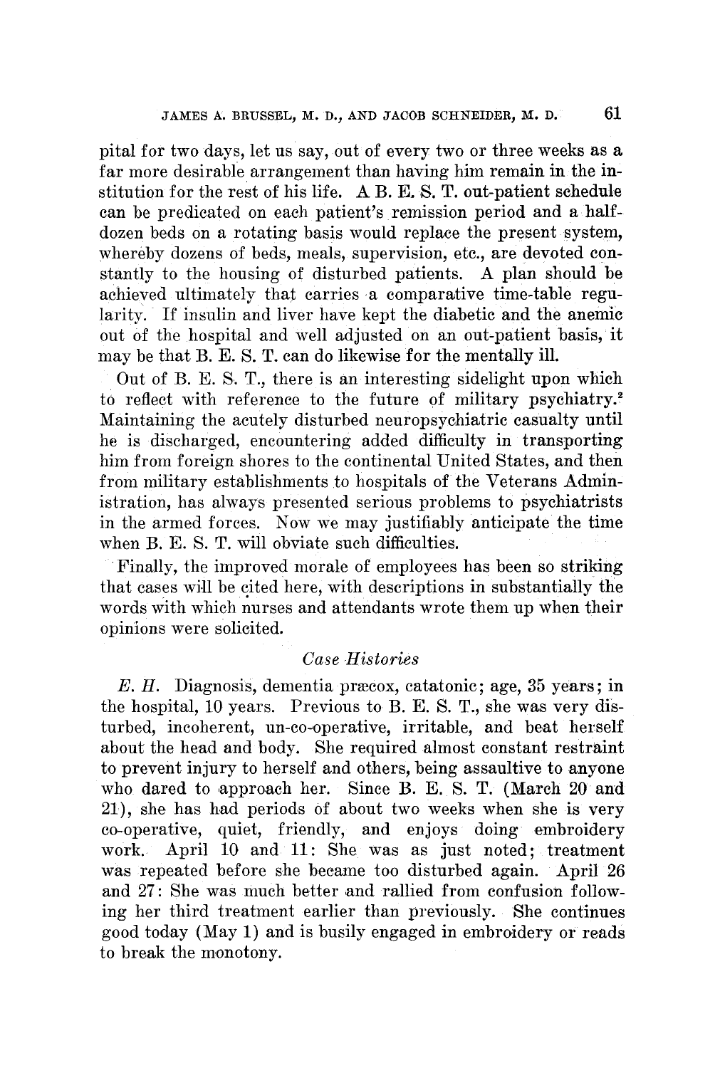pital for two days, let us say, out of every two or three weeks as a far more desirable arrangement than having him remain in the institution for the rest of his life. A B. E. S. T. out-patient schedule can be predicated on each patient's remission period and a half-dozen beds on a rotating basis would replace the present system, whereby dozens of beds, meals, supervision, etc., are devoted constantly to the housing of disturbed patients. A plan should be achieved ultimately that carries a comparative time-table regularity. If insulin and liver have kept the diabetic and the anemic out of the hospital and well adjusted on an out-patient basis, it may be that B. E. S. T. can do likewise for the mentally ill.

Out of B. E. S. T., there is an interesting sidelight upon which to reflect with reference to the future of military psychiatry.[2] Maintaining the acutely disturbed neuropsychiatric casualty until he is discharged, encountering added difficulty in transporting him from foreign shores to the continental United States, and then from military establishments to hospitals of the Veterans Administration, has always presented serious problems to psychiatrists in the armed forces. Now we may justifiably anticipate the time when B. E. S. T. will obviate such difficulties.

Finally, the improved morale of employees has been so striking that cases will be cited here, with descriptions in substantially the words with which nurses and attendants wrote them up when their opinions were solicited.

### *Case Histories*

*E. H.* Diagnosis, dementia præcox, catatonic; age, 35 years; in the hospital, 10 years. Previous to B. E. S. T., she was very disturbed, incoherent, un-co-operative, irritable, and beat herself about the head and body. She required almost constant restraint to prevent injury to herself and others, being assaultive to anyone who dared to approach her. Since B. E. S. T. (March 20 and 21), she has had periods of about two weeks when she is very co-operative, quiet, friendly, and enjoys doing embroidery work. April 10 and 11: She was as just noted; treatment was repeated before she became too disturbed again. April 26 and 27: She was much better and rallied from confusion following her third treatment earlier than previously. She continues good today (May 1) and is busily engaged in embroidery or reads to break the monotony.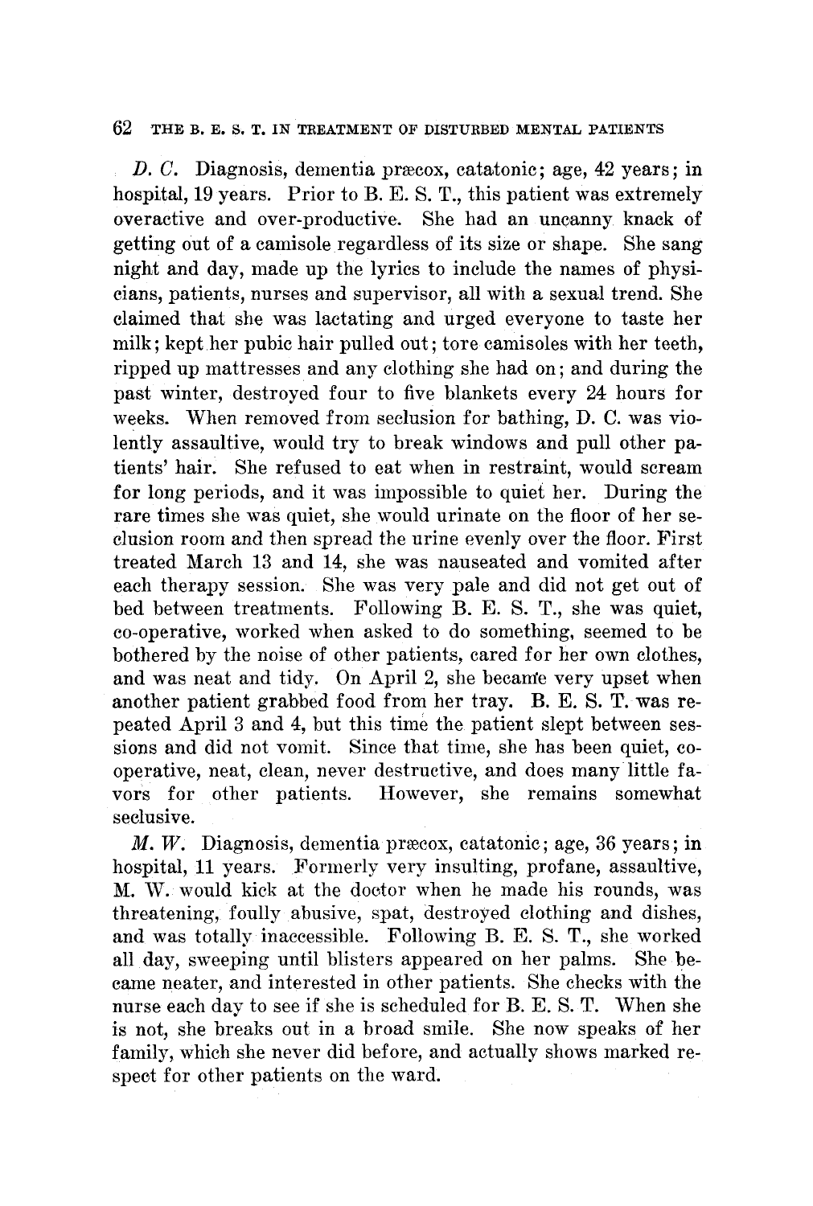*D. C.* Diagnosis, dementia præcox, catatonic; age, 42 years; in hospital, 19 years. Prior to B. E. S. T., this patient was extremely overactive and over-productive. She had an uncanny knack of getting out of a camisole regardless of its size or shape. She sang night and day, made up the lyrics to include the names of physicians, patients, nurses and supervisor, all with a sexual trend. She claimed that she was lactating and urged everyone to taste her milk; kept her pubic hair pulled out; tore camisoles with her teeth, ripped up mattresses and any clothing she had on; and during the past winter, destroyed four to five blankets every 24 hours for weeks. When removed from seclusion for bathing, D. C. was violently assaultive, would try to break windows and pull other patients' hair. She refused to eat when in restraint, would scream for long periods, and it was impossible to quiet her. During the rare times she was quiet, she would urinate on the floor of her seclusion room and then spread the urine evenly over the floor. First treated March 13 and 14, she was nauseated and vomited after each therapy session. She was very pale and did not get out of bed between treatments. Following B. E. S. T., she was quiet, co-operative, worked when asked to do something, seemed to be bothered by the noise of other patients, cared for her own clothes, and was neat and tidy. On April 2, she became very upset when another patient grabbed food from her tray. B. E. S. T. was repeated April 3 and 4, but this time the patient slept between sessions and did not vomit. Since that time, she has been quiet, co-operative, neat, clean, never destructive, and does many little favors for other patients. However, she remains somewhat seclusive.

*M. W.* Diagnosis, dementia præcox, catatonic; age, 36 years; in hospital, 11 years. Formerly very insulting, profane, assaultive, M. W. would kick at the doctor when he made his rounds, was threatening, foully abusive, spat, destroyed clothing and dishes, and was totally inaccessible. Following B. E. S. T., she worked all day, sweeping until blisters appeared on her palms. She became neater, and interested in other patients. She checks with the nurse each day to see if she is scheduled for B. E. S. T. When she is not, she breaks out in a broad smile. She now speaks of her family, which she never did before, and actually shows marked respect for other patients on the ward.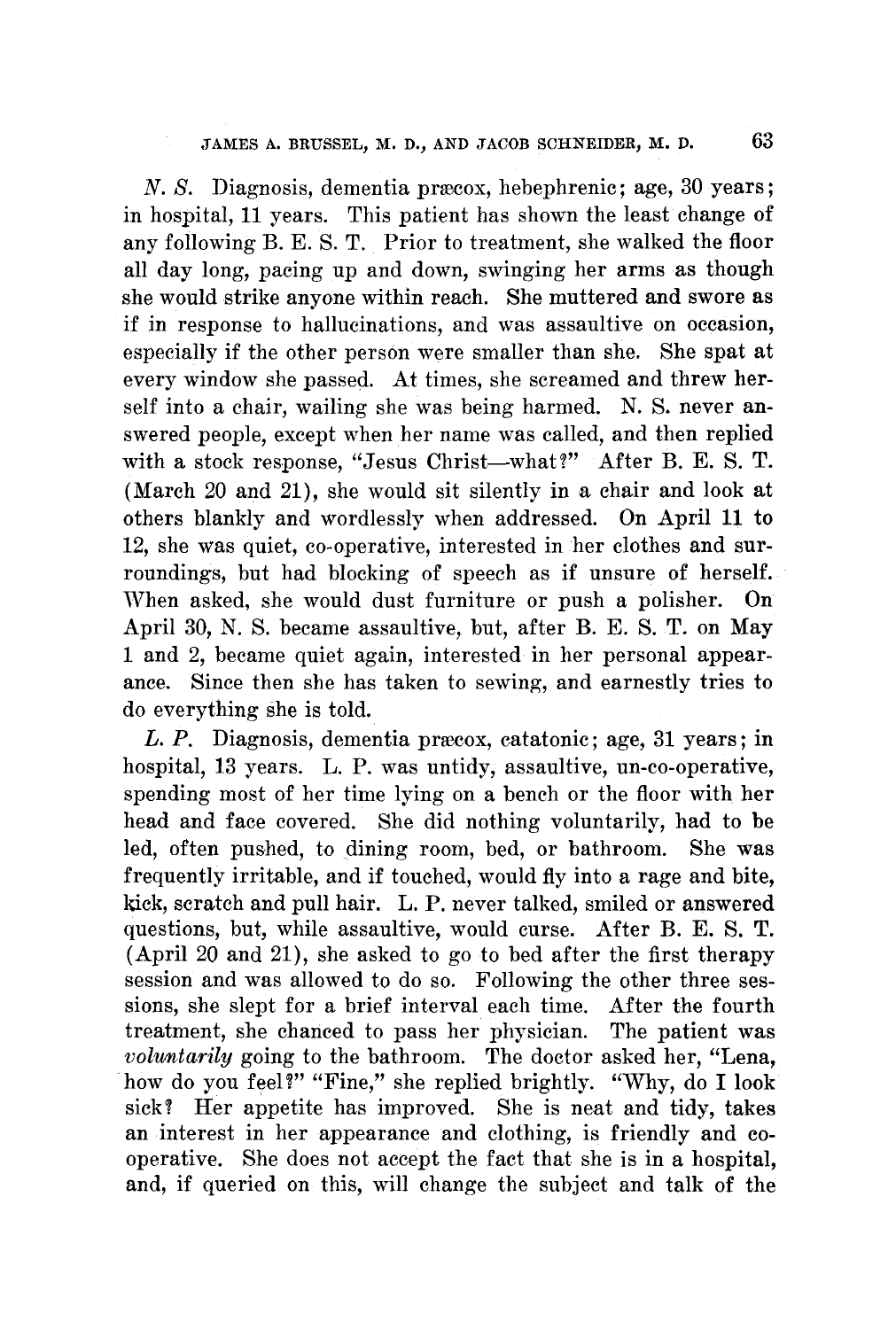*N. S.* Diagnosis, dementia præcox, hebephrenic; age, 30 years; in hospital, 11 years. This patient has shown the least change of any following B. E. S. T. Prior to treatment, she walked the floor all day long, pacing up and down, swinging her arms as though she would strike anyone within reach. She muttered and swore as if in response to hallucinations, and was assaultive on occasion, especially if the other person were smaller than she. She spat at every window she passed. At times, she screamed and threw herself into a chair, wailing she was being harmed. N. S. never answered people, except when her name was called, and then replied with a stock response, "Jesus Christ—what?" After B. E. S. T. (March 20 and 21), she would sit silently in a chair and look at others blankly and wordlessly when addressed. On April 11 to 12, she was quiet, co-operative, interested in her clothes and surroundings, but had blocking of speech as if unsure of herself. When asked, she would dust furniture or push a polisher. On April 30, N. S. became assaultive, but, after B. E. S. T. on May 1 and 2, became quiet again, interested in her personal appearance. Since then she has taken to sewing, and earnestly tries to do everything she is told.

*L. P.* Diagnosis, dementia præcox, catatonic; age, 31 years; in hospital, 13 years. L. P. was untidy, assaultive, un-co-operative, spending most of her time lying on a bench or the floor with her head and face covered. She did nothing voluntarily, had to be led, often pushed, to dining room, bed, or bathroom. She was frequently irritable, and if touched, would fly into a rage and bite, kick, scratch and pull hair. L. P. never talked, smiled or answered questions, but, while assaultive, would curse. After B. E. S. T. (April 20 and 21), she asked to go to bed after the first therapy session and was allowed to do so. Following the other three sessions, she slept for a brief interval each time. After the fourth treatment, she chanced to pass her physician. The patient was *voluntarily* going to the bathroom. The doctor asked her, "Lena, how do you feel?" "Fine," she replied brightly. "Why, do I look sick? Her appetite has improved. She is neat and tidy, takes an interest in her appearance and clothing, is friendly and co-operative. She does not accept the fact that she is in a hospital, and, if queried on this, will change the subject and talk of the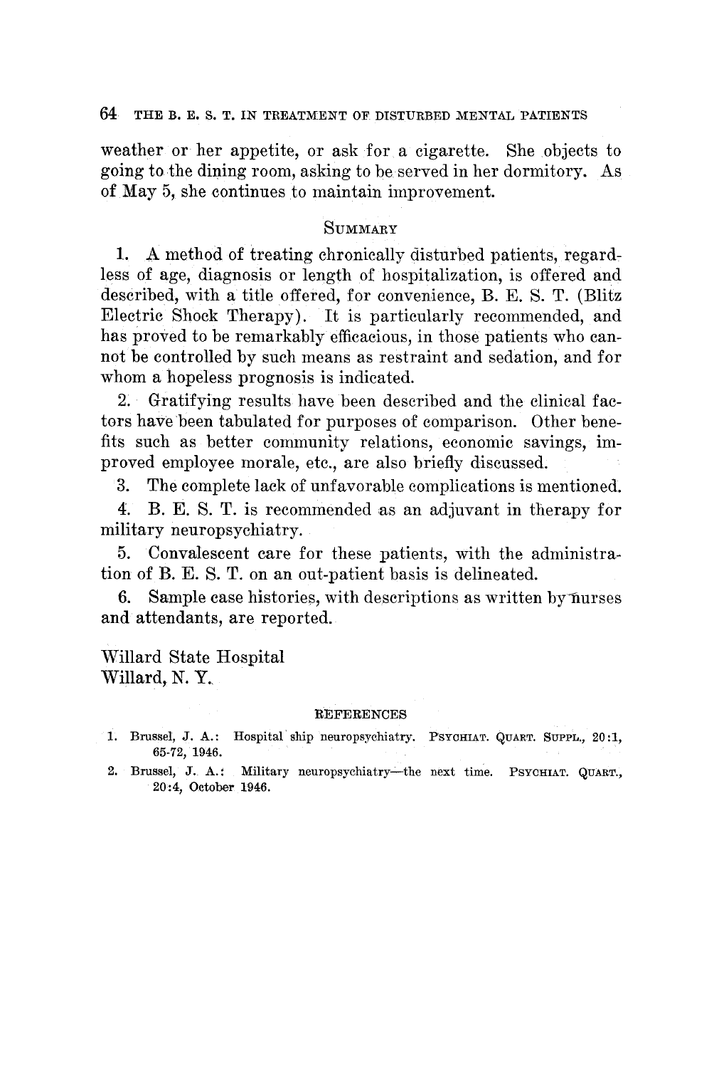weather or her appetite, or ask for a cigarette. She objects to going to the dining room, asking to be served in her dormitory. As of May 5, she continues to maintain improvement.

## Summary

1. A method of treating chronically disturbed patients, regardless of age, diagnosis or length of hospitalization, is offered and described, with a title offered, for convenience, B. E. S. T. (Blitz Electric Shock Therapy). It is particularly recommended, and has proved to be remarkably efficacious, in those patients who cannot be controlled by such means as restraint and sedation, and for whom a hopeless prognosis is indicated.

2. Gratifying results have been described and the clinical factors have been tabulated for purposes of comparison. Other benefits such as better community relations, economic savings, improved employee morale, etc., are also briefly discussed.

3. The complete lack of unfavorable complications is mentioned.

4. B. E. S. T. is recommended as an adjuvant in therapy for military neuropsychiatry.

5. Convalescent care for these patients, with the administration of B. E. S. T. on an out-patient basis is delineated.

6. Sample case histories, with descriptions as written by nurses and attendants, are reported.

Willard State Hospital
Willard, N. Y.

### References

1. Brussel, J. A.: Hospital ship neuropsychiatry. PSYCHIAT. QUART. SUPPL., 20:1, 65-72, 1946.
2. Brussel, J. A.: Military neuropsychiatry—the next time. PSYCHIAT. QUART., 20:4, October 1946.